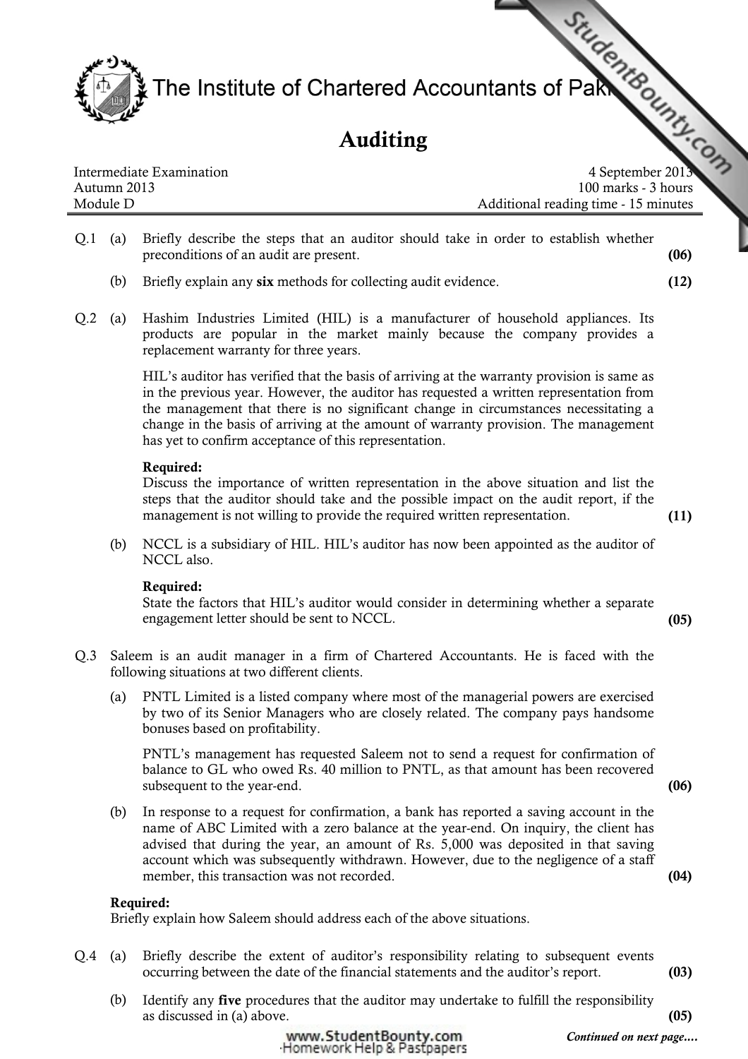# The Institute of Chartered Accountants of Pakistan

## Auditing

Intermediate Examination — 4 September 2013
Autumn 2013 — 100 marks - 3 hours
Module D — Additional reading time - 15 minutes

**Q.1** (a) Briefly describe the steps that an auditor should take in order to establish whether preconditions of an audit are present. **(06)**

(b) Briefly explain any **six** methods for collecting audit evidence. **(12)**

**Q.2** (a) Hashim Industries Limited (HIL) is a manufacturer of household appliances. Its products are popular in the market mainly because the company provides a replacement warranty for three years.

HIL's auditor has verified that the basis of arriving at the warranty provision is same as in the previous year. However, the auditor has requested a written representation from the management that there is no significant change in circumstances necessitating a change in the basis of arriving at the amount of warranty provision. The management has yet to confirm acceptance of this representation.

**Required:**
Discuss the importance of written representation in the above situation and list the steps that the auditor should take and the possible impact on the audit report, if the management is not willing to provide the required written representation. **(11)**

(b) NCCL is a subsidiary of HIL. HIL's auditor has now been appointed as the auditor of NCCL also.

**Required:**
State the factors that HIL's auditor would consider in determining whether a separate engagement letter should be sent to NCCL. **(05)**

**Q.3** Saleem is an audit manager in a firm of Chartered Accountants. He is faced with the following situations at two different clients.

(a) PNTL Limited is a listed company where most of the managerial powers are exercised by two of its Senior Managers who are closely related. The company pays handsome bonuses based on profitability.

PNTL's management has requested Saleem not to send a request for confirmation of balance to GL who owed Rs. 40 million to PNTL, as that amount has been recovered subsequent to the year-end. **(06)**

(b) In response to a request for confirmation, a bank has reported a saving account in the name of ABC Limited with a zero balance at the year-end. On inquiry, the client has advised that during the year, an amount of Rs. 5,000 was deposited in that saving account which was subsequently withdrawn. However, due to the negligence of a staff member, this transaction was not recorded. **(04)**

**Required:**
Briefly explain how Saleem should address each of the above situations.

**Q.4** (a) Briefly describe the extent of auditor's responsibility relating to subsequent events occurring between the date of the financial statements and the auditor's report. **(03)**

(b) Identify any **five** procedures that the auditor may undertake to fulfill the responsibility as discussed in (a) above. **(05)**

*Continued on next page....*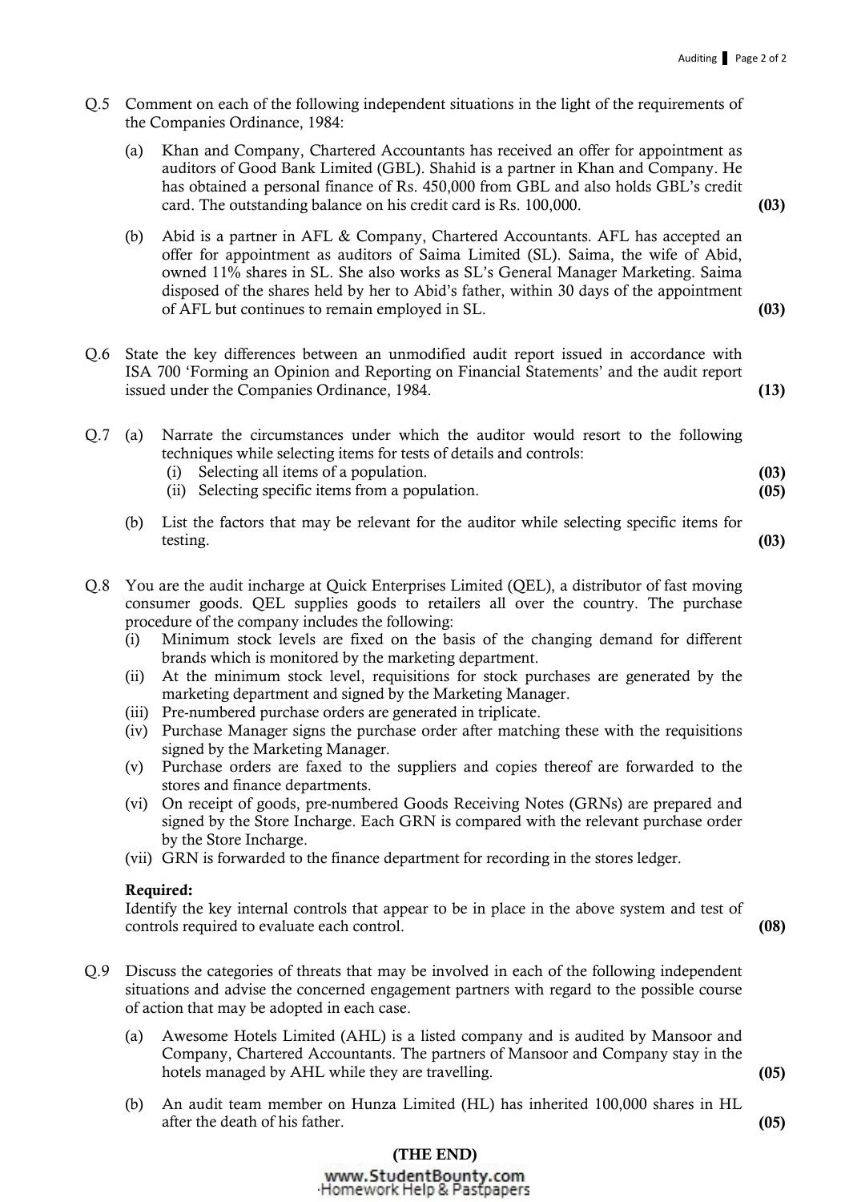Q.5 Comment on each of the following independent situations in the light of the requirements of the Companies Ordinance, 1984:

(a) Khan and Company, Chartered Accountants has received an offer for appointment as auditors of Good Bank Limited (GBL). Shahid is a partner in Khan and Company. He has obtained a personal finance of Rs. 450,000 from GBL and also holds GBL's credit card. The outstanding balance on his credit card is Rs. 100,000. **(03)**

(b) Abid is a partner in AFL & Company, Chartered Accountants. AFL has accepted an offer for appointment as auditors of Saima Limited (SL). Saima, the wife of Abid, owned 11% shares in SL. She also works as SL's General Manager Marketing. Saima disposed of the shares held by her to Abid's father, within 30 days of the appointment of AFL but continues to remain employed in SL. **(03)**

Q.6 State the key differences between an unmodified audit report issued in accordance with ISA 700 'Forming an Opinion and Reporting on Financial Statements' and the audit report issued under the Companies Ordinance, 1984. **(13)**

Q.7 (a) Narrate the circumstances under which the auditor would resort to the following techniques while selecting items for tests of details and controls:

(i) Selecting all items of a population. **(03)**

(ii) Selecting specific items from a population. **(05)**

(b) List the factors that may be relevant for the auditor while selecting specific items for testing. **(03)**

Q.8 You are the audit incharge at Quick Enterprises Limited (QEL), a distributor of fast moving consumer goods. QEL supplies goods to retailers all over the country. The purchase procedure of the company includes the following:

(i) Minimum stock levels are fixed on the basis of the changing demand for different brands which is monitored by the marketing department.

(ii) At the minimum stock level, requisitions for stock purchases are generated by the marketing department and signed by the Marketing Manager.

(iii) Pre-numbered purchase orders are generated in triplicate.

(iv) Purchase Manager signs the purchase order after matching these with the requisitions signed by the Marketing Manager.

(v) Purchase orders are faxed to the suppliers and copies thereof are forwarded to the stores and finance departments.

(vi) On receipt of goods, pre-numbered Goods Receiving Notes (GRNs) are prepared and signed by the Store Incharge. Each GRN is compared with the relevant purchase order by the Store Incharge.

(vii) GRN is forwarded to the finance department for recording in the stores ledger.

**Required:**

Identify the key internal controls that appear to be in place in the above system and test of controls required to evaluate each control. **(08)**

Q.9 Discuss the categories of threats that may be involved in each of the following independent situations and advise the concerned engagement partners with regard to the possible course of action that may be adopted in each case.

(a) Awesome Hotels Limited (AHL) is a listed company and is audited by Mansoor and Company, Chartered Accountants. The partners of Mansoor and Company stay in the hotels managed by AHL while they are travelling. **(05)**

(b) An audit team member on Hunza Limited (HL) has inherited 100,000 shares in HL after the death of his father. **(05)**

**(THE END)**